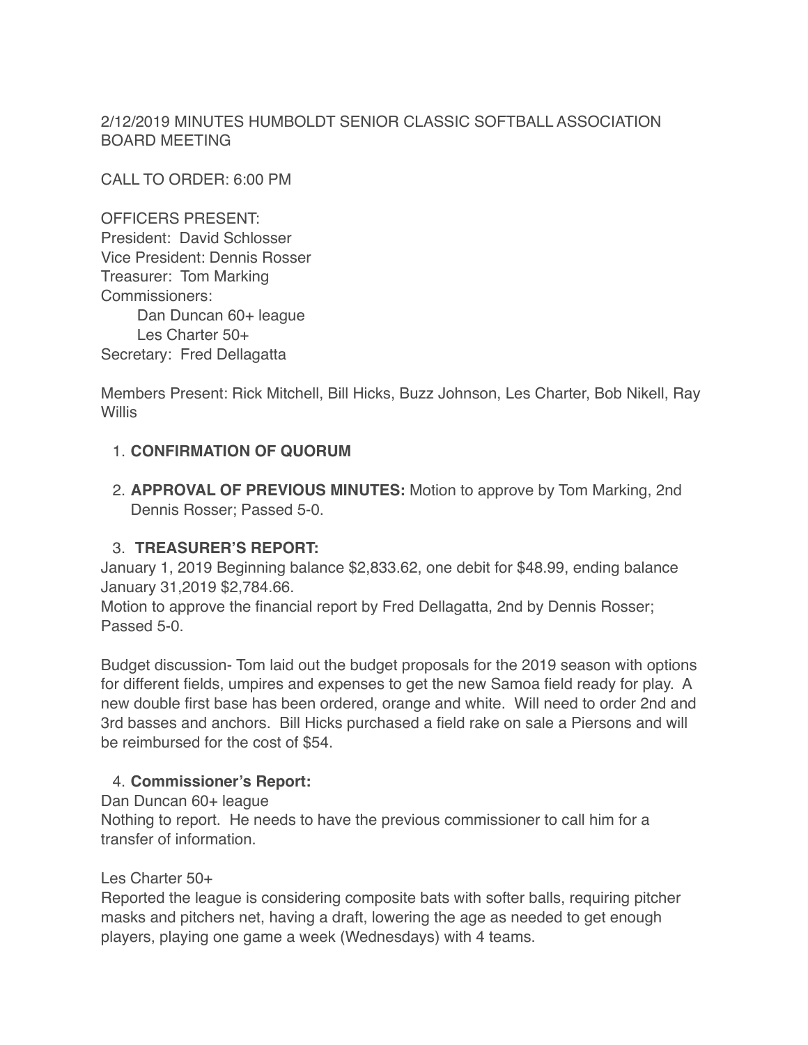2/12/2019 MINUTES HUMBOLDT SENIOR CLASSIC SOFTBALL ASSOCIATION BOARD MEETING

CALL TO ORDER: 6:00 PM

OFFICERS PRESENT:
President: David Schlosser
Vice President: Dennis Rosser
Treasurer: Tom Marking
Commissioners:
  Dan Duncan 60+ league
  Les Charter 50+
Secretary: Fred Dellagatta

Members Present: Rick Mitchell, Bill Hicks, Buzz Johnson, Les Charter, Bob Nikell, Ray Willis

1. **CONFIRMATION OF QUORUM**

2. **APPROVAL OF PREVIOUS MINUTES:** Motion to approve by Tom Marking, 2nd Dennis Rosser; Passed 5-0.

3. **TREASURER'S REPORT:**

January 1, 2019 Beginning balance $2,833.62, one debit for $48.99, ending balance January 31,2019 $2,784.66.
Motion to approve the financial report by Fred Dellagatta, 2nd by Dennis Rosser; Passed 5-0.

Budget discussion- Tom laid out the budget proposals for the 2019 season with options for different fields, umpires and expenses to get the new Samoa field ready for play. A new double first base has been ordered, orange and white. Will need to order 2nd and 3rd basses and anchors. Bill Hicks purchased a field rake on sale a Piersons and will be reimbursed for the cost of $54.

4. **Commissioner's Report:**

Dan Duncan 60+ league
Nothing to report. He needs to have the previous commissioner to call him for a transfer of information.

Les Charter 50+
Reported the league is considering composite bats with softer balls, requiring pitcher masks and pitchers net, having a draft, lowering the age as needed to get enough players, playing one game a week (Wednesdays) with 4 teams.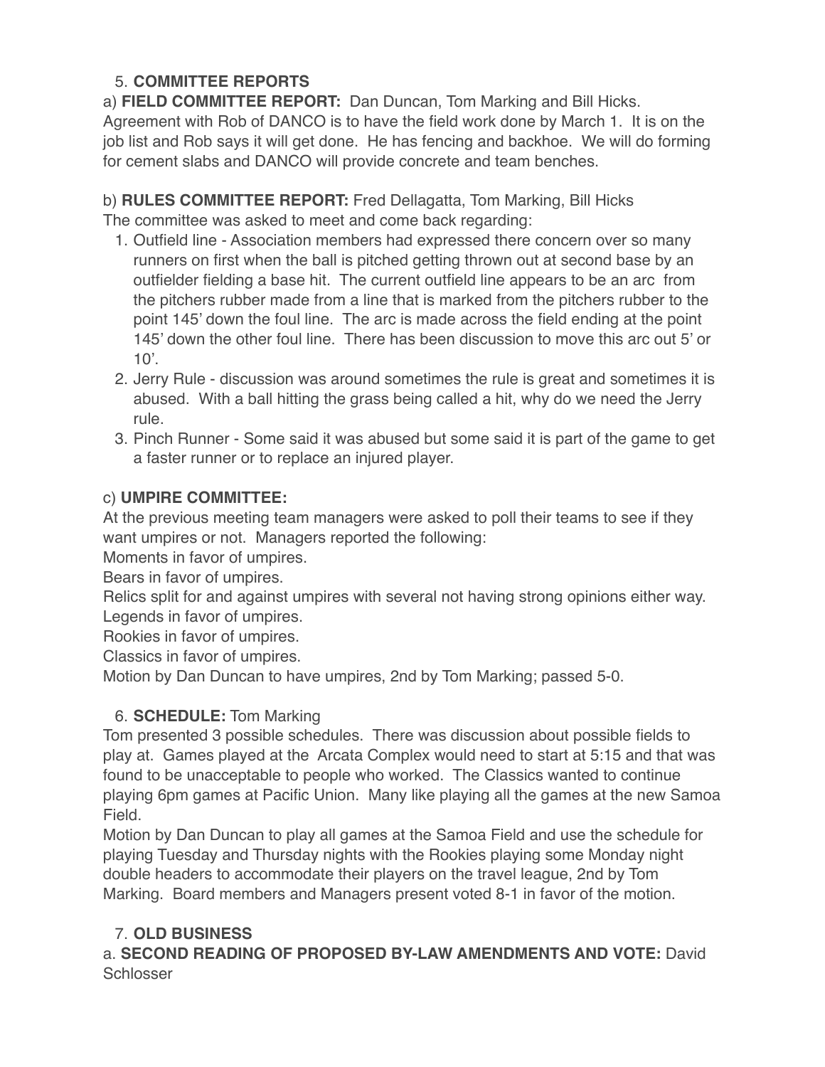5. **COMMITTEE REPORTS**

a) **FIELD COMMITTEE REPORT:** Dan Duncan, Tom Marking and Bill Hicks. Agreement with Rob of DANCO is to have the field work done by March 1. It is on the job list and Rob says it will get done. He has fencing and backhoe. We will do forming for cement slabs and DANCO will provide concrete and team benches.

b) **RULES COMMITTEE REPORT:** Fred Dellagatta, Tom Marking, Bill Hicks
The committee was asked to meet and come back regarding:

1. Outfield line - Association members had expressed there concern over so many runners on first when the ball is pitched getting thrown out at second base by an outfielder fielding a base hit. The current outfield line appears to be an arc from the pitchers rubber made from a line that is marked from the pitchers rubber to the point 145' down the foul line. The arc is made across the field ending at the point 145' down the other foul line. There has been discussion to move this arc out 5' or 10'.
2. Jerry Rule - discussion was around sometimes the rule is great and sometimes it is abused. With a ball hitting the grass being called a hit, why do we need the Jerry rule.
3. Pinch Runner - Some said it was abused but some said it is part of the game to get a faster runner or to replace an injured player.

c) **UMPIRE COMMITTEE:**
At the previous meeting team managers were asked to poll their teams to see if they want umpires or not. Managers reported the following:
Moments in favor of umpires.
Bears in favor of umpires.
Relics split for and against umpires with several not having strong opinions either way.
Legends in favor of umpires.
Rookies in favor of umpires.
Classics in favor of umpires.
Motion by Dan Duncan to have umpires, 2nd by Tom Marking; passed 5-0.

6. **SCHEDULE:** Tom Marking

Tom presented 3 possible schedules. There was discussion about possible fields to play at. Games played at the Arcata Complex would need to start at 5:15 and that was found to be unacceptable to people who worked. The Classics wanted to continue playing 6pm games at Pacific Union. Many like playing all the games at the new Samoa Field.
Motion by Dan Duncan to play all games at the Samoa Field and use the schedule for playing Tuesday and Thursday nights with the Rookies playing some Monday night double headers to accommodate their players on the travel league, 2nd by Tom Marking. Board members and Managers present voted 8-1 in favor of the motion.

7. **OLD BUSINESS**

a. **SECOND READING OF PROPOSED BY-LAW AMENDMENTS AND VOTE:** David Schlosser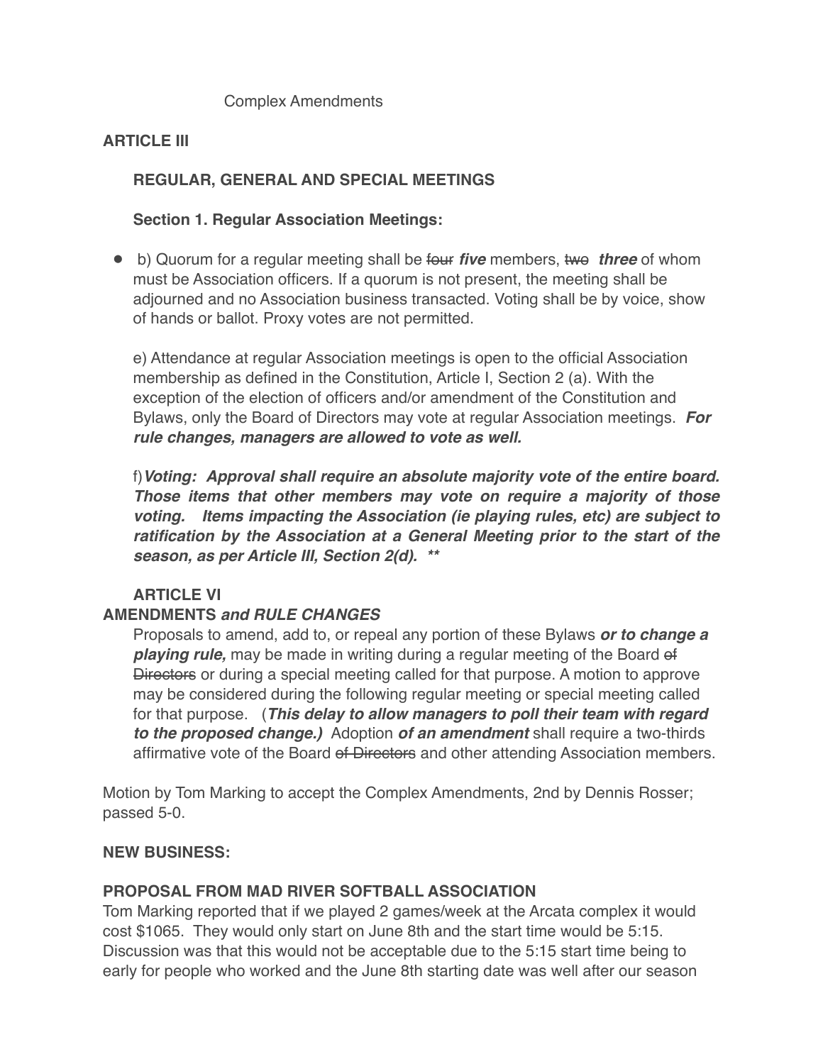Complex Amendments

**ARTICLE III**

**REGULAR, GENERAL AND SPECIAL MEETINGS**

**Section 1. Regular Association Meetings:**

- b) Quorum for a regular meeting shall be ~~four~~ ***five*** members, ~~two~~ ***three*** of whom must be Association officers. If a quorum is not present, the meeting shall be adjourned and no Association business transacted. Voting shall be by voice, show of hands or ballot. Proxy votes are not permitted.

  e) Attendance at regular Association meetings is open to the official Association membership as defined in the Constitution, Article I, Section 2 (a). With the exception of the election of officers and/or amendment of the Constitution and Bylaws, only the Board of Directors may vote at regular Association meetings. ***For rule changes, managers are allowed to vote as well.***

  f)***Voting: Approval shall require an absolute majority vote of the entire board. Those items that other members may vote on require a majority of those voting. Items impacting the Association (ie playing rules, etc) are subject to ratification by the Association at a General Meeting prior to the start of the season, as per Article III, Section 2(d). \*\****

**ARTICLE VI**
**AMENDMENTS *and RULE CHANGES***

Proposals to amend, add to, or repeal any portion of these Bylaws ***or to change a playing rule,*** may be made in writing during a regular meeting of the Board ~~of Directors~~ or during a special meeting called for that purpose. A motion to approve may be considered during the following regular meeting or special meeting called for that purpose. (***This delay to allow managers to poll their team with regard to the proposed change.)*** Adoption ***of an amendment*** shall require a two-thirds affirmative vote of the Board ~~of Directors~~ and other attending Association members.

Motion by Tom Marking to accept the Complex Amendments, 2nd by Dennis Rosser; passed 5-0.

**NEW BUSINESS:**

**PROPOSAL FROM MAD RIVER SOFTBALL ASSOCIATION**

Tom Marking reported that if we played 2 games/week at the Arcata complex it would cost $1065. They would only start on June 8th and the start time would be 5:15. Discussion was that this would not be acceptable due to the 5:15 start time being to early for people who worked and the June 8th starting date was well after our season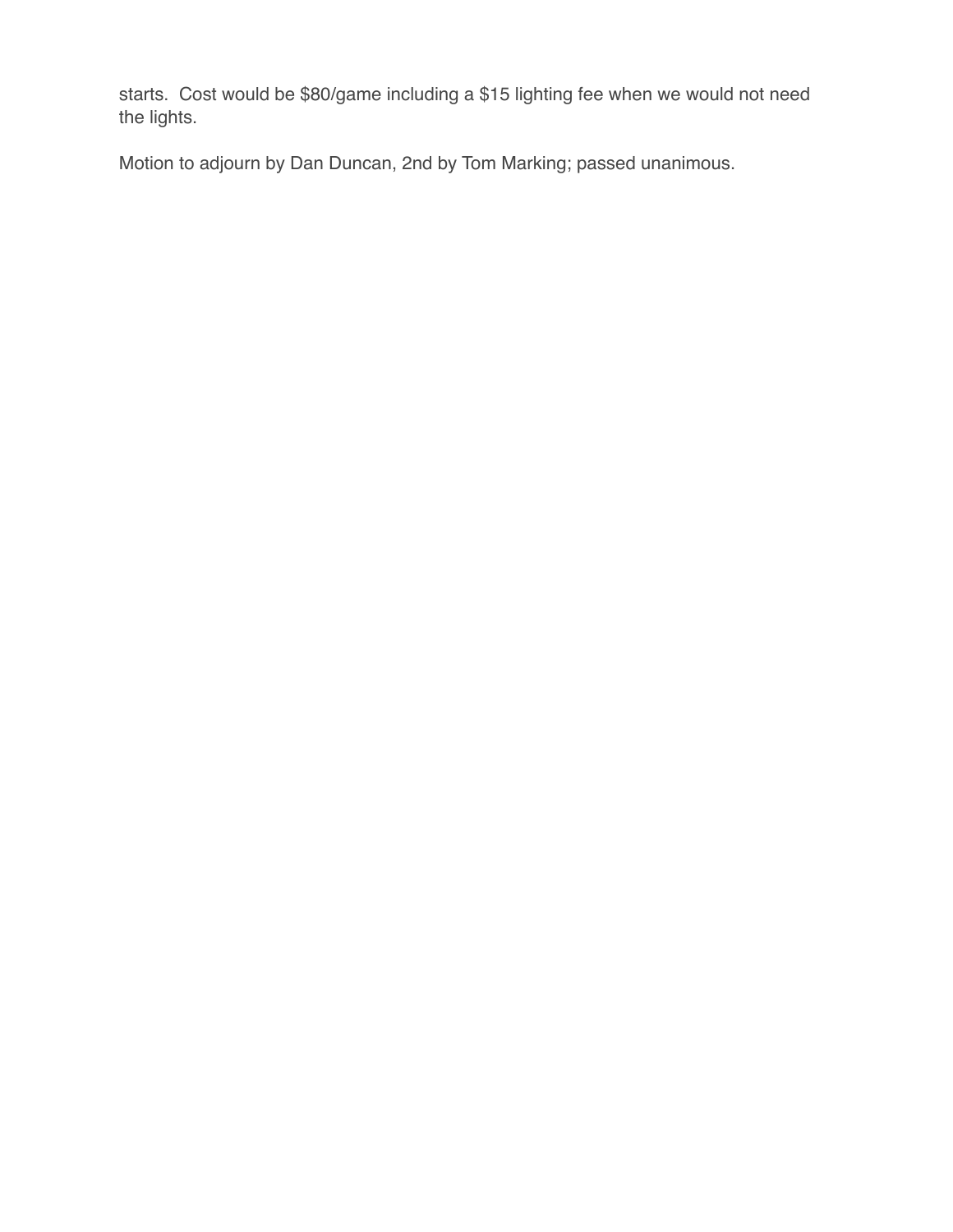starts.  Cost would be $80/game including a $15 lighting fee when we would not need the lights.

Motion to adjourn by Dan Duncan, 2nd by Tom Marking; passed unanimous.